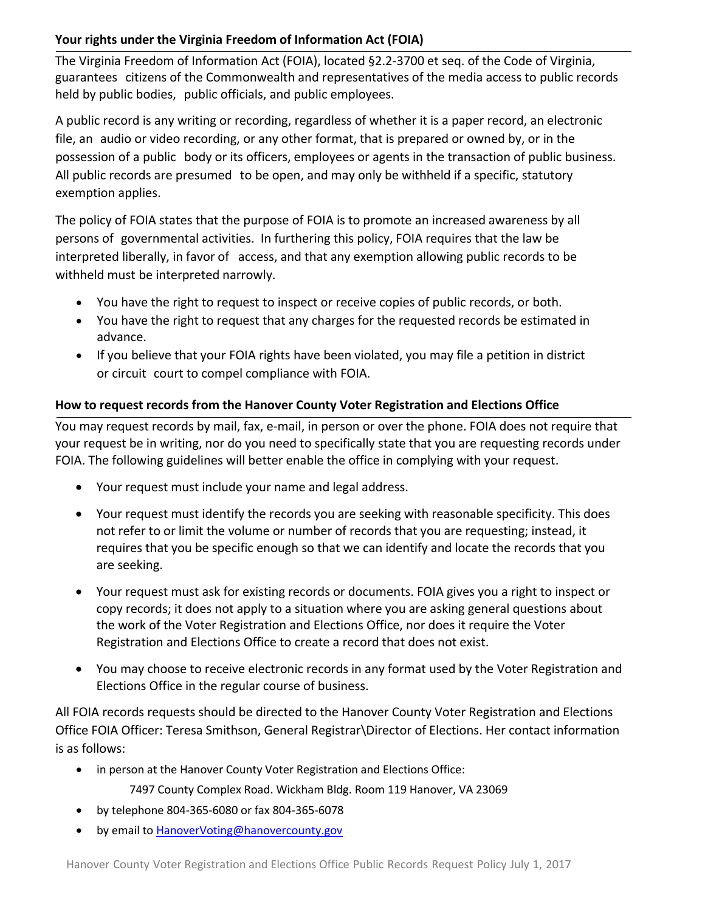## Your rights under the Virginia Freedom of Information Act (FOIA)

The Virginia Freedom of Information Act (FOIA), located §2.2-3700 et seq. of the Code of Virginia, guarantees citizens of the Commonwealth and representatives of the media access to public records held by public bodies, public officials, and public employees.

A public record is any writing or recording, regardless of whether it is a paper record, an electronic file, an audio or video recording, or any other format, that is prepared or owned by, or in the possession of a public body or its officers, employees or agents in the transaction of public business. All public records are presumed to be open, and may only be withheld if a specific, statutory exemption applies.

The policy of FOIA states that the purpose of FOIA is to promote an increased awareness by all persons of governmental activities. In furthering this policy, FOIA requires that the law be interpreted liberally, in favor of access, and that any exemption allowing public records to be withheld must be interpreted narrowly.

- You have the right to request to inspect or receive copies of public records, or both.
- You have the right to request that any charges for the requested records be estimated in advance.
- If you believe that your FOIA rights have been violated, you may file a petition in district or circuit court to compel compliance with FOIA.

## How to request records from the Hanover County Voter Registration and Elections Office

You may request records by mail, fax, e-mail, in person or over the phone. FOIA does not require that your request be in writing, nor do you need to specifically state that you are requesting records under FOIA. The following guidelines will better enable the office in complying with your request.

- Your request must include your name and legal address.
- Your request must identify the records you are seeking with reasonable specificity. This does not refer to or limit the volume or number of records that you are requesting; instead, it requires that you be specific enough so that we can identify and locate the records that you are seeking.
- Your request must ask for existing records or documents. FOIA gives you a right to inspect or copy records; it does not apply to a situation where you are asking general questions about the work of the Voter Registration and Elections Office, nor does it require the Voter Registration and Elections Office to create a record that does not exist.
- You may choose to receive electronic records in any format used by the Voter Registration and Elections Office in the regular course of business.

All FOIA records requests should be directed to the Hanover County Voter Registration and Elections Office FOIA Officer: Teresa Smithson, General Registrar\Director of Elections. Her contact information is as follows:

- in person at the Hanover County Voter Registration and Elections Office:

  7497 County Complex Road. Wickham Bldg. Room 119 Hanover, VA 23069
- by telephone 804-365-6080 or fax 804-365-6078
- by email to HanoverVoting@hanovercounty.gov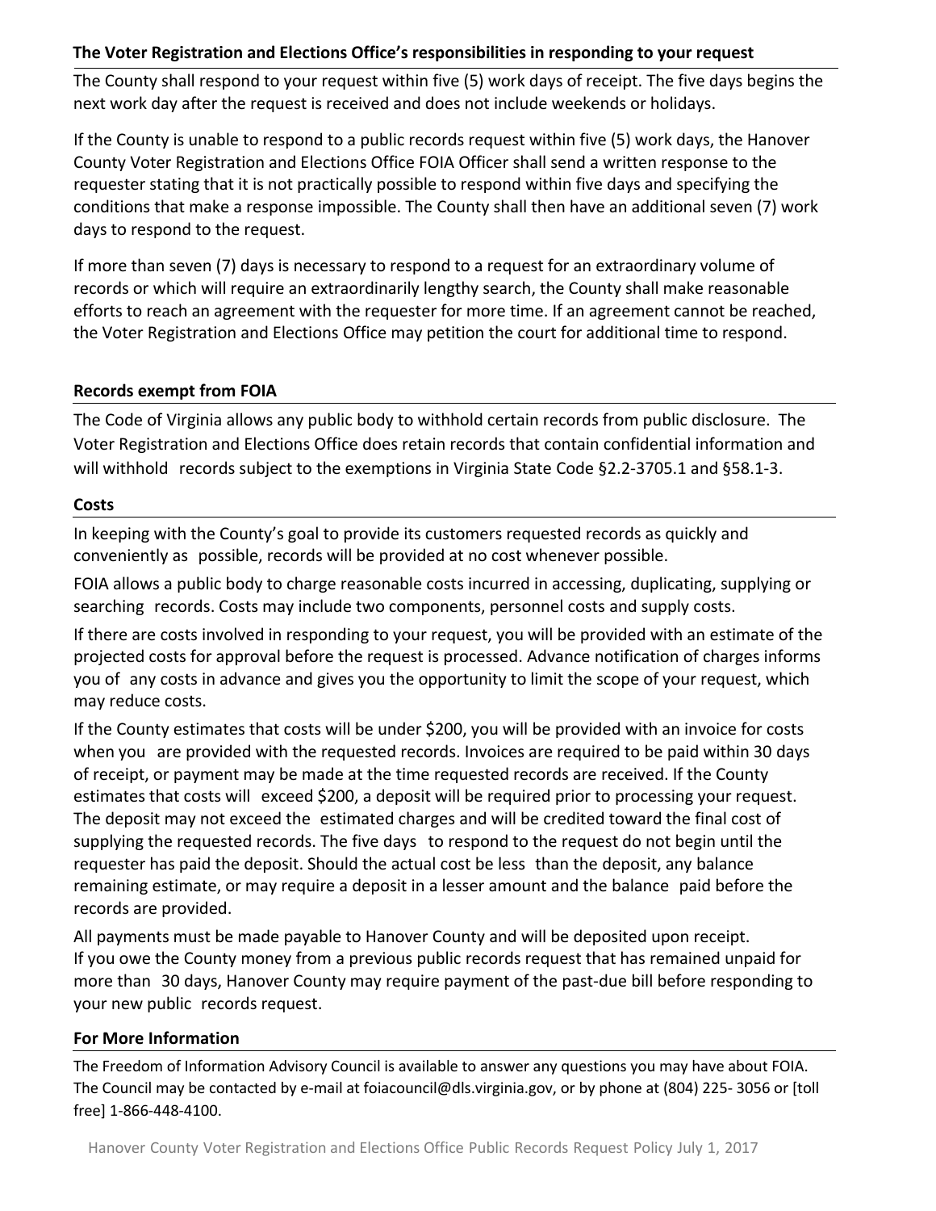### The Voter Registration and Elections Office's responsibilities in responding to your request

The County shall respond to your request within five (5) work days of receipt. The five days begins the next work day after the request is received and does not include weekends or holidays.

If the County is unable to respond to a public records request within five (5) work days, the Hanover County Voter Registration and Elections Office FOIA Officer shall send a written response to the requester stating that it is not practically possible to respond within five days and specifying the conditions that make a response impossible. The County shall then have an additional seven (7) work days to respond to the request.

If more than seven (7) days is necessary to respond to a request for an extraordinary volume of records or which will require an extraordinarily lengthy search, the County shall make reasonable efforts to reach an agreement with the requester for more time. If an agreement cannot be reached, the Voter Registration and Elections Office may petition the court for additional time to respond.

### Records exempt from FOIA

The Code of Virginia allows any public body to withhold certain records from public disclosure. The Voter Registration and Elections Office does retain records that contain confidential information and will withhold records subject to the exemptions in Virginia State Code §2.2-3705.1 and §58.1-3.

### Costs

In keeping with the County's goal to provide its customers requested records as quickly and conveniently as possible, records will be provided at no cost whenever possible.

FOIA allows a public body to charge reasonable costs incurred in accessing, duplicating, supplying or searching records. Costs may include two components, personnel costs and supply costs.

If there are costs involved in responding to your request, you will be provided with an estimate of the projected costs for approval before the request is processed. Advance notification of charges informs you of any costs in advance and gives you the opportunity to limit the scope of your request, which may reduce costs.

If the County estimates that costs will be under $200, you will be provided with an invoice for costs when you are provided with the requested records. Invoices are required to be paid within 30 days of receipt, or payment may be made at the time requested records are received. If the County estimates that costs will exceed $200, a deposit will be required prior to processing your request. The deposit may not exceed the estimated charges and will be credited toward the final cost of supplying the requested records. The five days to respond to the request do not begin until the requester has paid the deposit. Should the actual cost be less than the deposit, any balance remaining estimate, or may require a deposit in a lesser amount and the balance paid before the records are provided.

All payments must be made payable to Hanover County and will be deposited upon receipt. If you owe the County money from a previous public records request that has remained unpaid for more than 30 days, Hanover County may require payment of the past-due bill before responding to your new public records request.

### For More Information

The Freedom of Information Advisory Council is available to answer any questions you may have about FOIA. The Council may be contacted by e-mail at foiacouncil@dls.virginia.gov, or by phone at (804) 225- 3056 or [toll free] 1-866-448-4100.